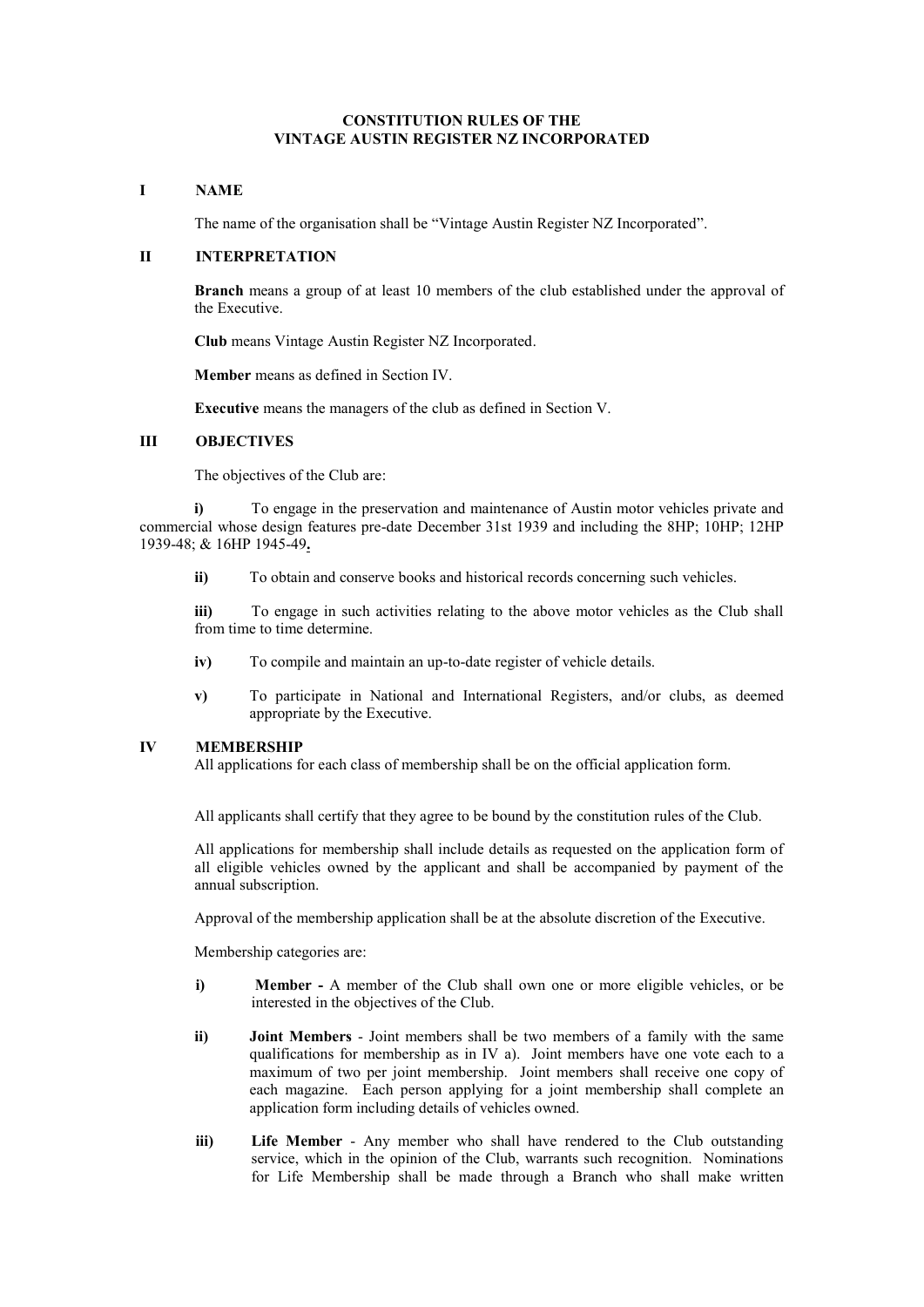# CONSTITUTION RULES OF THE VINTAGE AUSTIN REGISTER NZ INCORPORATED

## I NAME

The name of the organisation shall be "Vintage Austin Register NZ Incorporated".

## II INTERPRETATION

**Branch** means a group of at least 10 members of the club established under the approval of the Executive.

**Club** means Vintage Austin Register NZ Incorporated.

**Member** means as defined in Section IV.

**Executive** means the managers of the club as defined in Section V.

## III OBJECTIVES

The objectives of the Club are:

**i)** To engage in the preservation and maintenance of Austin motor vehicles private and commercial whose design features pre-date December 31st 1939 and including the 8HP; 10HP; 12HP 1939-48; & 16HP 1945-49**.**

**ii)** To obtain and conserve books and historical records concerning such vehicles.

**iii)** To engage in such activities relating to the above motor vehicles as the Club shall from time to time determine.

**iv)** To compile and maintain an up-to-date register of vehicle details.

**v)** To participate in National and International Registers, and/or clubs, as deemed appropriate by the Executive.

## IV MEMBERSHIP

All applications for each class of membership shall be on the official application form.

All applicants shall certify that they agree to be bound by the constitution rules of the Club.

All applications for membership shall include details as requested on the application form of all eligible vehicles owned by the applicant and shall be accompanied by payment of the annual subscription.

Approval of the membership application shall be at the absolute discretion of the Executive.

Membership categories are:

**i)** **Member -** A member of the Club shall own one or more eligible vehicles, or be interested in the objectives of the Club.

**ii)** **Joint Members** - Joint members shall be two members of a family with the same qualifications for membership as in IV a). Joint members have one vote each to a maximum of two per joint membership. Joint members shall receive one copy of each magazine. Each person applying for a joint membership shall complete an application form including details of vehicles owned.

**iii)** **Life Member** - Any member who shall have rendered to the Club outstanding service, which in the opinion of the Club, warrants such recognition. Nominations for Life Membership shall be made through a Branch who shall make written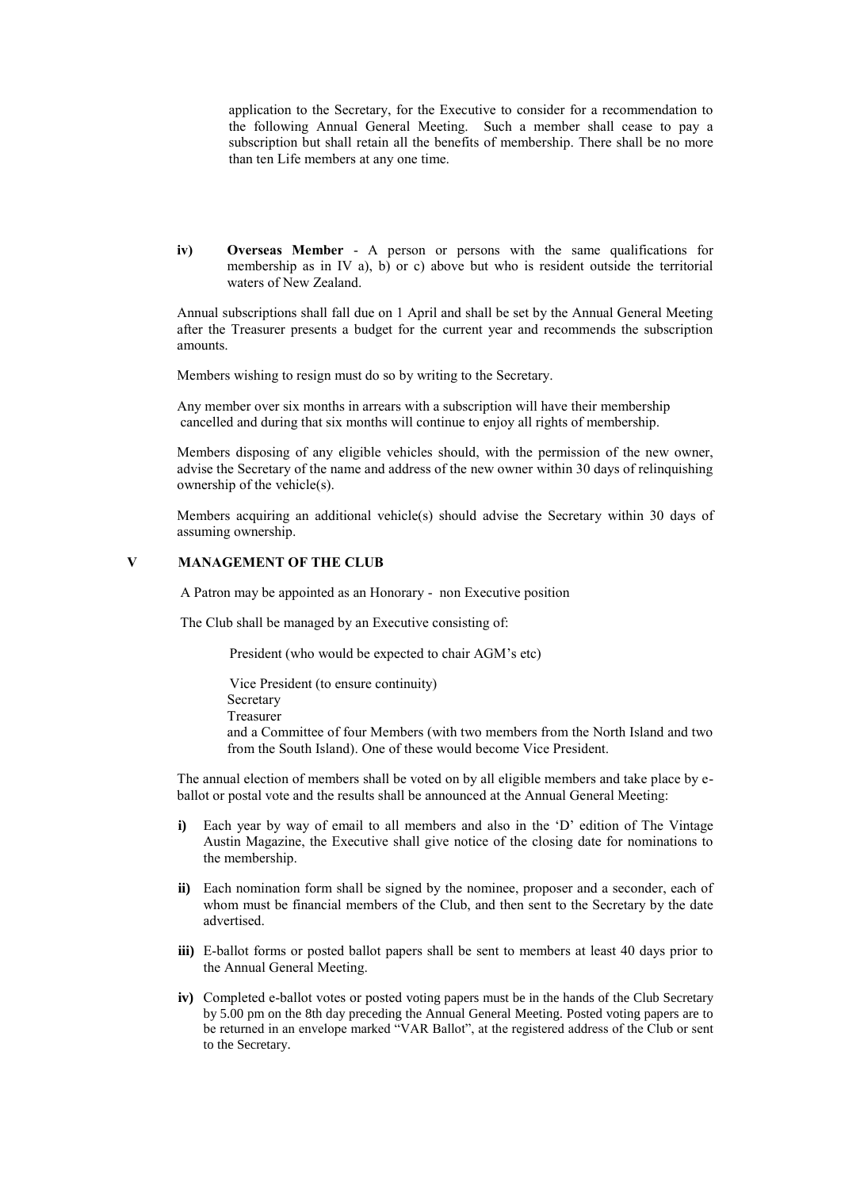application to the Secretary, for the Executive to consider for a recommendation to the following Annual General Meeting. Such a member shall cease to pay a subscription but shall retain all the benefits of membership. There shall be no more than ten Life members at any one time.

**iv)** **Overseas Member** - A person or persons with the same qualifications for membership as in IV a), b) or c) above but who is resident outside the territorial waters of New Zealand.

Annual subscriptions shall fall due on 1 April and shall be set by the Annual General Meeting after the Treasurer presents a budget for the current year and recommends the subscription amounts.

Members wishing to resign must do so by writing to the Secretary.

Any member over six months in arrears with a subscription will have their membership cancelled and during that six months will continue to enjoy all rights of membership.

Members disposing of any eligible vehicles should, with the permission of the new owner, advise the Secretary of the name and address of the new owner within 30 days of relinquishing ownership of the vehicle(s).

Members acquiring an additional vehicle(s) should advise the Secretary within 30 days of assuming ownership.

## V MANAGEMENT OF THE CLUB

A Patron may be appointed as an Honorary - non Executive position

The Club shall be managed by an Executive consisting of:

President (who would be expected to chair AGM's etc)

Vice President (to ensure continuity)
Secretary
Treasurer
and a Committee of four Members (with two members from the North Island and two from the South Island). One of these would become Vice President.

The annual election of members shall be voted on by all eligible members and take place by e-ballot or postal vote and the results shall be announced at the Annual General Meeting:

**i)** Each year by way of email to all members and also in the 'D' edition of The Vintage Austin Magazine, the Executive shall give notice of the closing date for nominations to the membership.

**ii)** Each nomination form shall be signed by the nominee, proposer and a seconder, each of whom must be financial members of the Club, and then sent to the Secretary by the date advertised.

**iii)** E-ballot forms or posted ballot papers shall be sent to members at least 40 days prior to the Annual General Meeting.

**iv)** Completed e-ballot votes or posted voting papers must be in the hands of the Club Secretary by 5.00 pm on the 8th day preceding the Annual General Meeting. Posted voting papers are to be returned in an envelope marked "VAR Ballot", at the registered address of the Club or sent to the Secretary.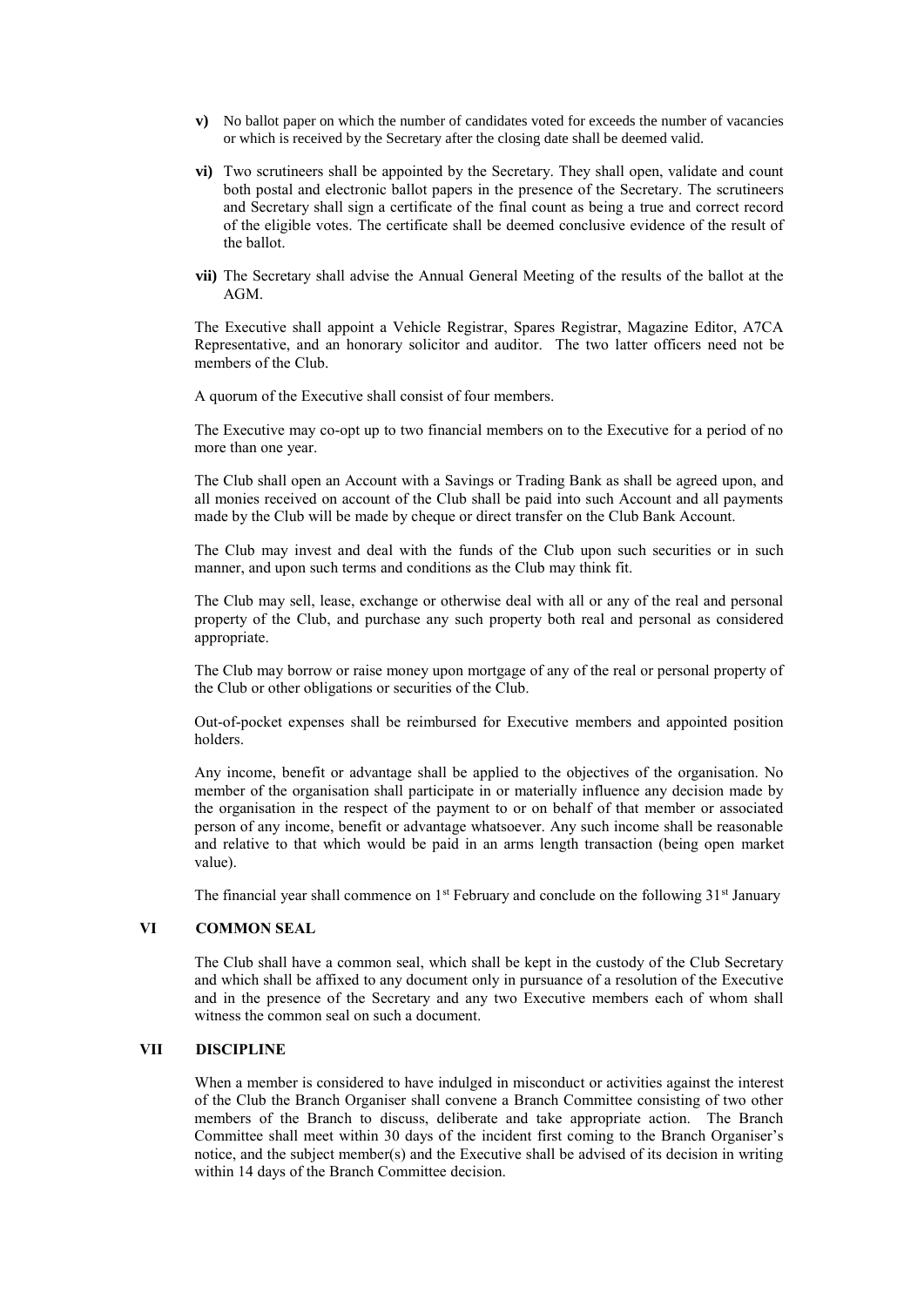**v)** No ballot paper on which the number of candidates voted for exceeds the number of vacancies or which is received by the Secretary after the closing date shall be deemed valid.

**vi)** Two scrutineers shall be appointed by the Secretary. They shall open, validate and count both postal and electronic ballot papers in the presence of the Secretary. The scrutineers and Secretary shall sign a certificate of the final count as being a true and correct record of the eligible votes. The certificate shall be deemed conclusive evidence of the result of the ballot.

**vii)** The Secretary shall advise the Annual General Meeting of the results of the ballot at the AGM.

The Executive shall appoint a Vehicle Registrar, Spares Registrar, Magazine Editor, A7CA Representative, and an honorary solicitor and auditor. The two latter officers need not be members of the Club.

A quorum of the Executive shall consist of four members.

The Executive may co-opt up to two financial members on to the Executive for a period of no more than one year.

The Club shall open an Account with a Savings or Trading Bank as shall be agreed upon, and all monies received on account of the Club shall be paid into such Account and all payments made by the Club will be made by cheque or direct transfer on the Club Bank Account.

The Club may invest and deal with the funds of the Club upon such securities or in such manner, and upon such terms and conditions as the Club may think fit.

The Club may sell, lease, exchange or otherwise deal with all or any of the real and personal property of the Club, and purchase any such property both real and personal as considered appropriate.

The Club may borrow or raise money upon mortgage of any of the real or personal property of the Club or other obligations or securities of the Club.

Out-of-pocket expenses shall be reimbursed for Executive members and appointed position holders.

Any income, benefit or advantage shall be applied to the objectives of the organisation. No member of the organisation shall participate in or materially influence any decision made by the organisation in the respect of the payment to or on behalf of that member or associated person of any income, benefit or advantage whatsoever. Any such income shall be reasonable and relative to that which would be paid in an arms length transaction (being open market value).

The financial year shall commence on 1st February and conclude on the following 31st January

## VI COMMON SEAL

The Club shall have a common seal, which shall be kept in the custody of the Club Secretary and which shall be affixed to any document only in pursuance of a resolution of the Executive and in the presence of the Secretary and any two Executive members each of whom shall witness the common seal on such a document.

## VII DISCIPLINE

When a member is considered to have indulged in misconduct or activities against the interest of the Club the Branch Organiser shall convene a Branch Committee consisting of two other members of the Branch to discuss, deliberate and take appropriate action. The Branch Committee shall meet within 30 days of the incident first coming to the Branch Organiser's notice, and the subject member(s) and the Executive shall be advised of its decision in writing within 14 days of the Branch Committee decision.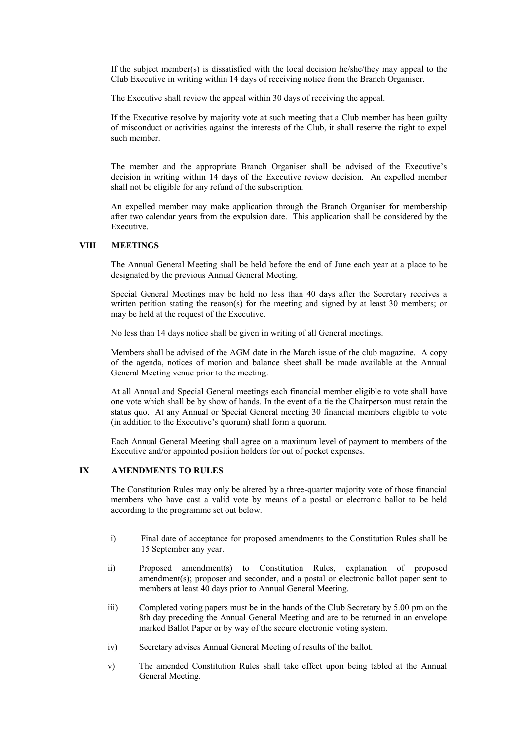If the subject member(s) is dissatisfied with the local decision he/she/they may appeal to the Club Executive in writing within 14 days of receiving notice from the Branch Organiser.

The Executive shall review the appeal within 30 days of receiving the appeal.

If the Executive resolve by majority vote at such meeting that a Club member has been guilty of misconduct or activities against the interests of the Club, it shall reserve the right to expel such member.

The member and the appropriate Branch Organiser shall be advised of the Executive's decision in writing within 14 days of the Executive review decision. An expelled member shall not be eligible for any refund of the subscription.

An expelled member may make application through the Branch Organiser for membership after two calendar years from the expulsion date. This application shall be considered by the Executive.

## VIII MEETINGS

The Annual General Meeting shall be held before the end of June each year at a place to be designated by the previous Annual General Meeting.

Special General Meetings may be held no less than 40 days after the Secretary receives a written petition stating the reason(s) for the meeting and signed by at least 30 members; or may be held at the request of the Executive.

No less than 14 days notice shall be given in writing of all General meetings.

Members shall be advised of the AGM date in the March issue of the club magazine. A copy of the agenda, notices of motion and balance sheet shall be made available at the Annual General Meeting venue prior to the meeting.

At all Annual and Special General meetings each financial member eligible to vote shall have one vote which shall be by show of hands. In the event of a tie the Chairperson must retain the status quo. At any Annual or Special General meeting 30 financial members eligible to vote (in addition to the Executive's quorum) shall form a quorum.

Each Annual General Meeting shall agree on a maximum level of payment to members of the Executive and/or appointed position holders for out of pocket expenses.

## IX AMENDMENTS TO RULES

The Constitution Rules may only be altered by a three-quarter majority vote of those financial members who have cast a valid vote by means of a postal or electronic ballot to be held according to the programme set out below.

i) Final date of acceptance for proposed amendments to the Constitution Rules shall be 15 September any year.

ii) Proposed amendment(s) to Constitution Rules, explanation of proposed amendment(s); proposer and seconder, and a postal or electronic ballot paper sent to members at least 40 days prior to Annual General Meeting.

iii) Completed voting papers must be in the hands of the Club Secretary by 5.00 pm on the 8th day preceding the Annual General Meeting and are to be returned in an envelope marked Ballot Paper or by way of the secure electronic voting system.

iv) Secretary advises Annual General Meeting of results of the ballot.

v) The amended Constitution Rules shall take effect upon being tabled at the Annual General Meeting.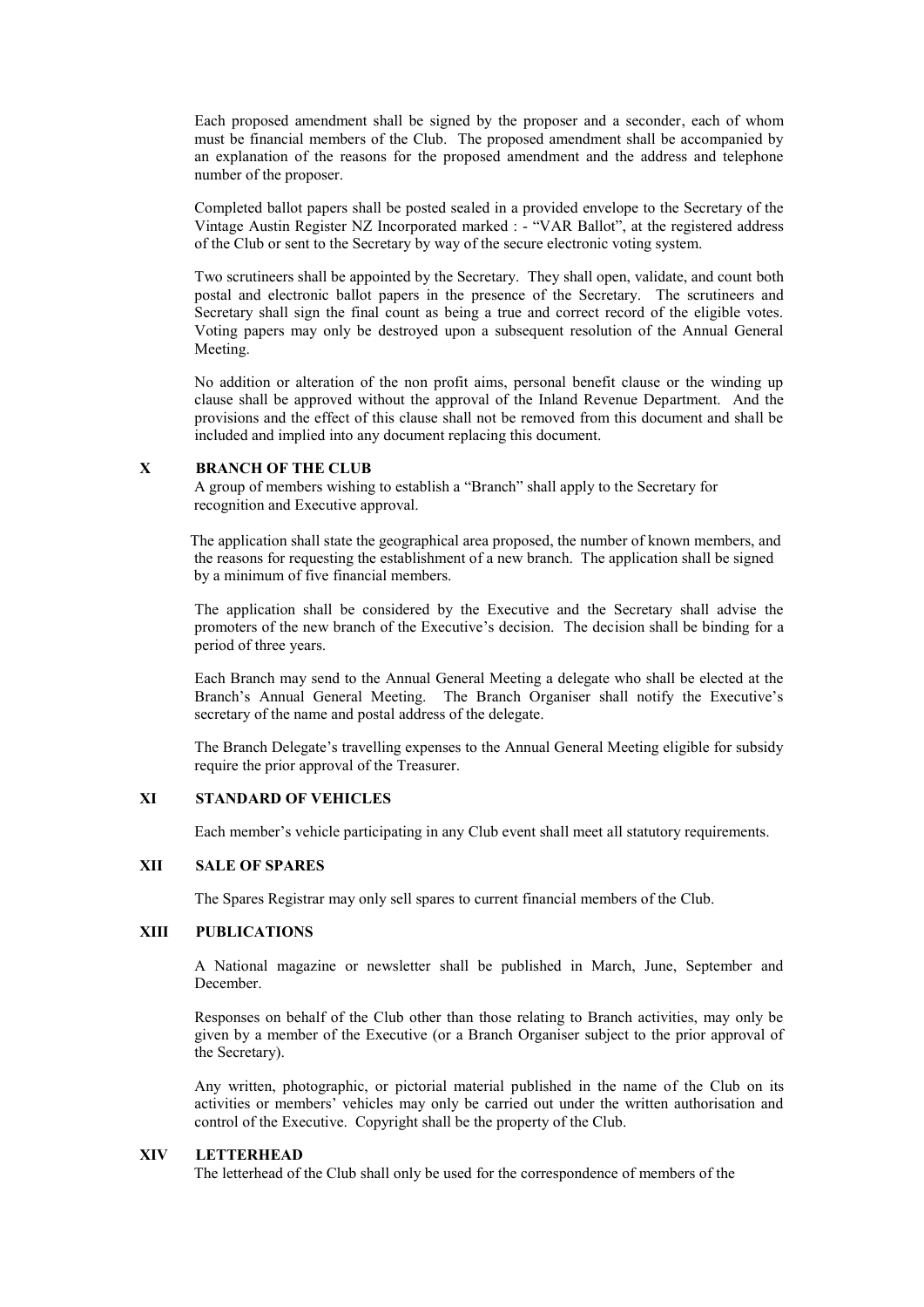Each proposed amendment shall be signed by the proposer and a seconder, each of whom must be financial members of the Club. The proposed amendment shall be accompanied by an explanation of the reasons for the proposed amendment and the address and telephone number of the proposer.

Completed ballot papers shall be posted sealed in a provided envelope to the Secretary of the Vintage Austin Register NZ Incorporated marked : - "VAR Ballot", at the registered address of the Club or sent to the Secretary by way of the secure electronic voting system.

Two scrutineers shall be appointed by the Secretary. They shall open, validate, and count both postal and electronic ballot papers in the presence of the Secretary. The scrutineers and Secretary shall sign the final count as being a true and correct record of the eligible votes. Voting papers may only be destroyed upon a subsequent resolution of the Annual General Meeting.

No addition or alteration of the non profit aims, personal benefit clause or the winding up clause shall be approved without the approval of the Inland Revenue Department. And the provisions and the effect of this clause shall not be removed from this document and shall be included and implied into any document replacing this document.

## X BRANCH OF THE CLUB

A group of members wishing to establish a "Branch" shall apply to the Secretary for recognition and Executive approval.

The application shall state the geographical area proposed, the number of known members, and the reasons for requesting the establishment of a new branch. The application shall be signed by a minimum of five financial members.

The application shall be considered by the Executive and the Secretary shall advise the promoters of the new branch of the Executive's decision. The decision shall be binding for a period of three years.

Each Branch may send to the Annual General Meeting a delegate who shall be elected at the Branch's Annual General Meeting. The Branch Organiser shall notify the Executive's secretary of the name and postal address of the delegate.

The Branch Delegate's travelling expenses to the Annual General Meeting eligible for subsidy require the prior approval of the Treasurer.

## XI STANDARD OF VEHICLES

Each member's vehicle participating in any Club event shall meet all statutory requirements.

## XII SALE OF SPARES

The Spares Registrar may only sell spares to current financial members of the Club.

## XIII PUBLICATIONS

A National magazine or newsletter shall be published in March, June, September and December.

Responses on behalf of the Club other than those relating to Branch activities, may only be given by a member of the Executive (or a Branch Organiser subject to the prior approval of the Secretary).

Any written, photographic, or pictorial material published in the name of the Club on its activities or members' vehicles may only be carried out under the written authorisation and control of the Executive. Copyright shall be the property of the Club.

## XIV LETTERHEAD

The letterhead of the Club shall only be used for the correspondence of members of the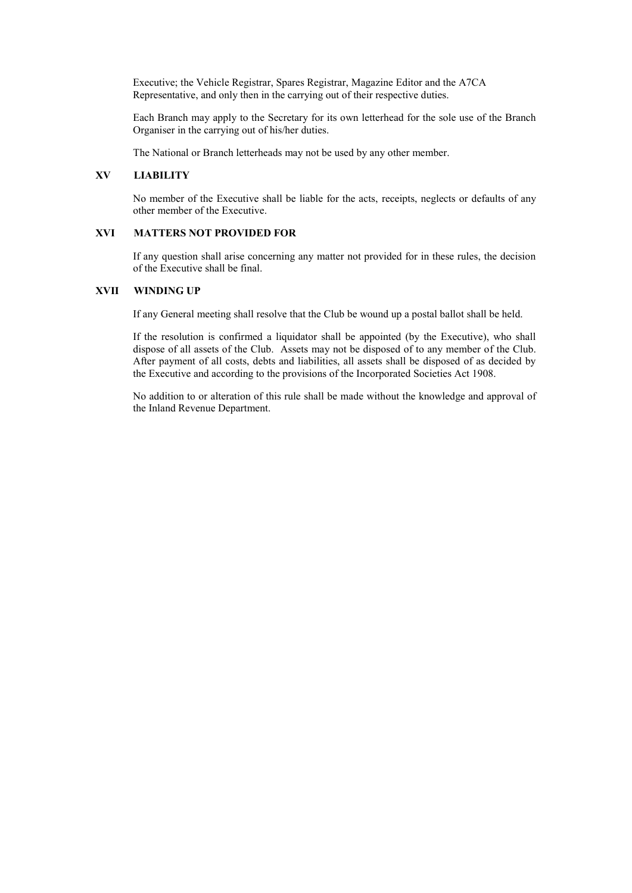Executive; the Vehicle Registrar, Spares Registrar, Magazine Editor and the A7CA Representative, and only then in the carrying out of their respective duties.

Each Branch may apply to the Secretary for its own letterhead for the sole use of the Branch Organiser in the carrying out of his/her duties.

The National or Branch letterheads may not be used by any other member.

## XV LIABILITY

No member of the Executive shall be liable for the acts, receipts, neglects or defaults of any other member of the Executive.

## XVI MATTERS NOT PROVIDED FOR

If any question shall arise concerning any matter not provided for in these rules, the decision of the Executive shall be final.

## XVII WINDING UP

If any General meeting shall resolve that the Club be wound up a postal ballot shall be held.

If the resolution is confirmed a liquidator shall be appointed (by the Executive), who shall dispose of all assets of the Club. Assets may not be disposed of to any member of the Club. After payment of all costs, debts and liabilities, all assets shall be disposed of as decided by the Executive and according to the provisions of the Incorporated Societies Act 1908.

No addition to or alteration of this rule shall be made without the knowledge and approval of the Inland Revenue Department.